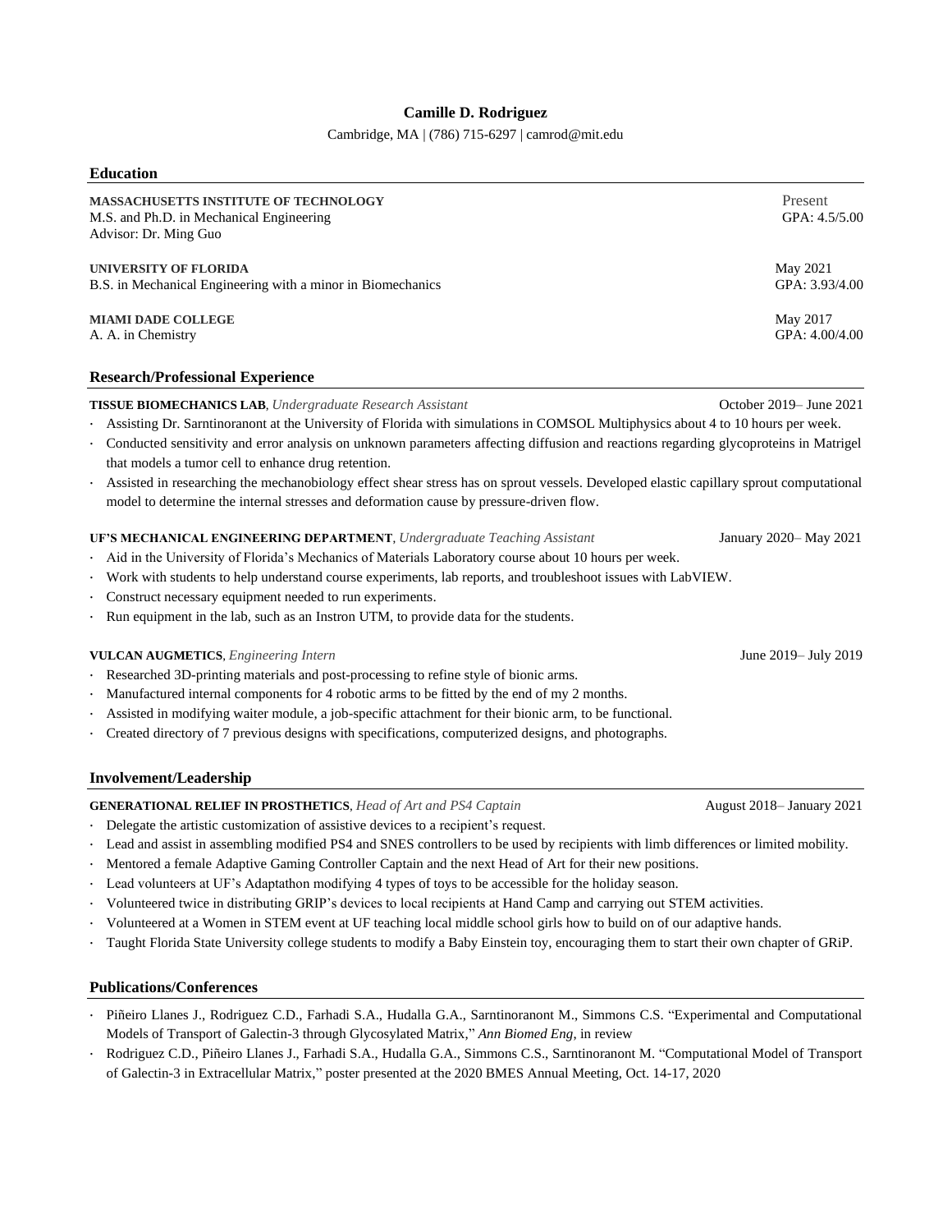# Camille D. Rodriguez

Cambridge, MA | (786) 715-6297 | camrod@mit.edu

## Education

**MASSACHUSETTS INSTITUTE OF TECHNOLOGY** — Present
M.S. and Ph.D. in Mechanical Engineering — GPA: 4.5/5.00
Advisor: Dr. Ming Guo

**UNIVERSITY OF FLORIDA** — May 2021
B.S. in Mechanical Engineering with a minor in Biomechanics — GPA: 3.93/4.00

**MIAMI DADE COLLEGE** — May 2017
A. A. in Chemistry — GPA: 4.00/4.00

## Research/Professional Experience

**TISSUE BIOMECHANICS LAB**, *Undergraduate Research Assistant* — October 2019– June 2021

- Assisting Dr. Sarntinoranont at the University of Florida with simulations in COMSOL Multiphysics about 4 to 10 hours per week.
- Conducted sensitivity and error analysis on unknown parameters affecting diffusion and reactions regarding glycoproteins in Matrigel that models a tumor cell to enhance drug retention.
- Assisted in researching the mechanobiology effect shear stress has on sprout vessels. Developed elastic capillary sprout computational model to determine the internal stresses and deformation cause by pressure-driven flow.

**UF'S MECHANICAL ENGINEERING DEPARTMENT**, *Undergraduate Teaching Assistant* — January 2020– May 2021

- Aid in the University of Florida's Mechanics of Materials Laboratory course about 10 hours per week.
- Work with students to help understand course experiments, lab reports, and troubleshoot issues with LabVIEW.
- Construct necessary equipment needed to run experiments.
- Run equipment in the lab, such as an Instron UTM, to provide data for the students.

**VULCAN AUGMETICS**, *Engineering Intern* — June 2019– July 2019

- Researched 3D-printing materials and post-processing to refine style of bionic arms.
- Manufactured internal components for 4 robotic arms to be fitted by the end of my 2 months.
- Assisted in modifying waiter module, a job-specific attachment for their bionic arm, to be functional.
- Created directory of 7 previous designs with specifications, computerized designs, and photographs.

## Involvement/Leadership

**GENERATIONAL RELIEF IN PROSTHETICS**, *Head of Art and PS4 Captain* — August 2018– January 2021

- Delegate the artistic customization of assistive devices to a recipient's request.
- Lead and assist in assembling modified PS4 and SNES controllers to be used by recipients with limb differences or limited mobility.
- Mentored a female Adaptive Gaming Controller Captain and the next Head of Art for their new positions.
- Lead volunteers at UF's Adaptathon modifying 4 types of toys to be accessible for the holiday season.
- Volunteered twice in distributing GRIP's devices to local recipients at Hand Camp and carrying out STEM activities.
- Volunteered at a Women in STEM event at UF teaching local middle school girls how to build on of our adaptive hands.
- Taught Florida State University college students to modify a Baby Einstein toy, encouraging them to start their own chapter of GRiP.

## Publications/Conferences

- Piñeiro Llanes J., Rodriguez C.D., Farhadi S.A., Hudalla G.A., Sarntinoranont M., Simmons C.S. "Experimental and Computational Models of Transport of Galectin-3 through Glycosylated Matrix," *Ann Biomed Eng*, in review
- Rodriguez C.D., Piñeiro Llanes J., Farhadi S.A., Hudalla G.A., Simmons C.S., Sarntinoranont M. "Computational Model of Transport of Galectin-3 in Extracellular Matrix," poster presented at the 2020 BMES Annual Meeting, Oct. 14-17, 2020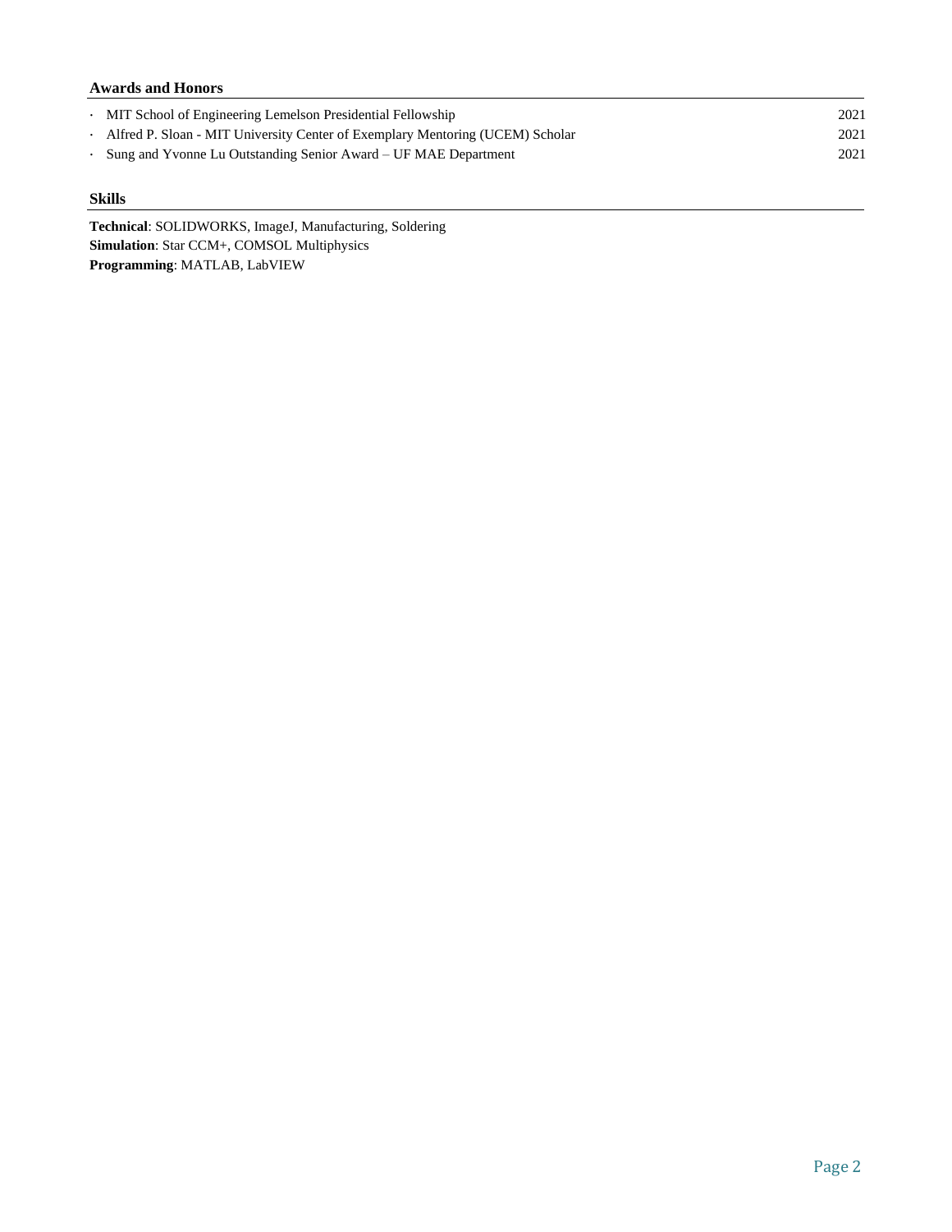## Awards and Honors

- MIT School of Engineering Lemelson Presidential Fellowship — 2021
- Alfred P. Sloan - MIT University Center of Exemplary Mentoring (UCEM) Scholar — 2021
- Sung and Yvonne Lu Outstanding Senior Award – UF MAE Department — 2021

## Skills

**Technical**: SOLIDWORKS, ImageJ, Manufacturing, Soldering
**Simulation**: Star CCM+, COMSOL Multiphysics
**Programming**: MATLAB, LabVIEW